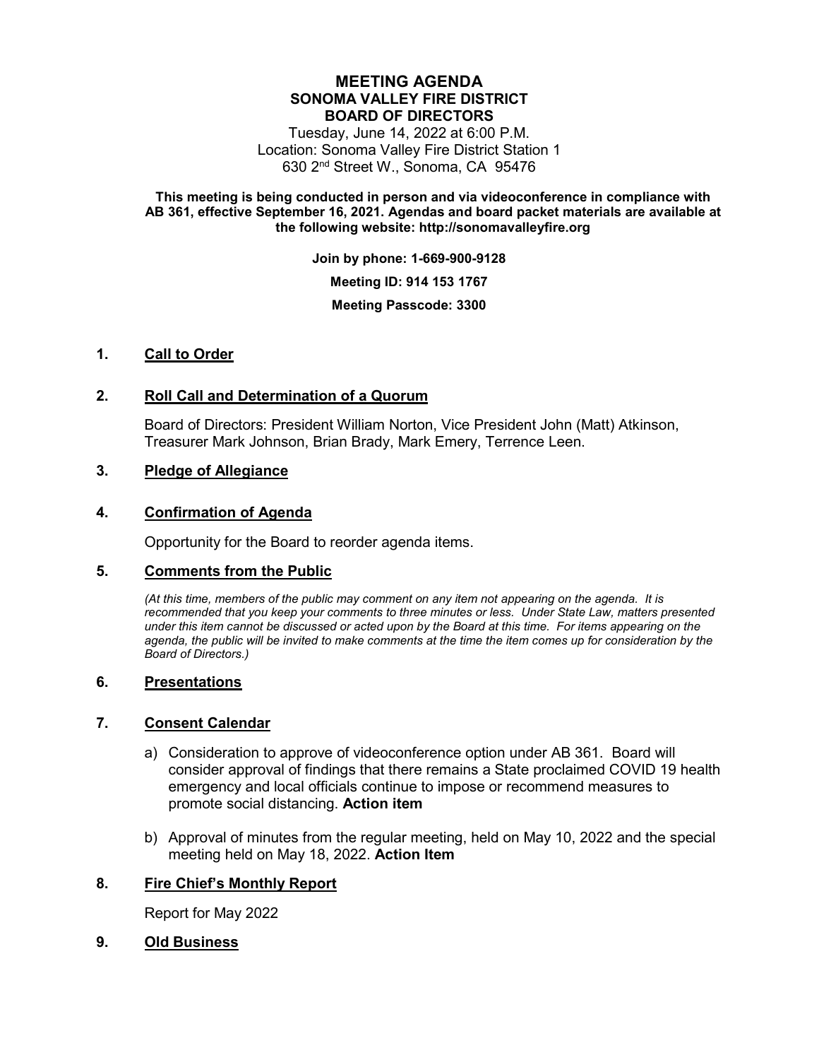# MEETING AGENDA
## SONOMA VALLEY FIRE DISTRICT
## BOARD OF DIRECTORS

Tuesday, June 14, 2022 at 6:00 P.M.
Location: Sonoma Valley Fire District Station 1
630 2nd Street W., Sonoma, CA 95476

**This meeting is being conducted in person and via videoconference in compliance with AB 361, effective September 16, 2021. Agendas and board packet materials are available at the following website: http://sonomavalleyfire.org**

**Join by phone: 1-669-900-9128**

**Meeting ID: 914 153 1767**

**Meeting Passcode: 3300**

**1. Call to Order**

**2. Roll Call and Determination of a Quorum**

Board of Directors: President William Norton, Vice President John (Matt) Atkinson, Treasurer Mark Johnson, Brian Brady, Mark Emery, Terrence Leen.

**3. Pledge of Allegiance**

**4. Confirmation of Agenda**

Opportunity for the Board to reorder agenda items.

**5. Comments from the Public**

*(At this time, members of the public may comment on any item not appearing on the agenda. It is recommended that you keep your comments to three minutes or less. Under State Law, matters presented under this item cannot be discussed or acted upon by the Board at this time. For items appearing on the agenda, the public will be invited to make comments at the time the item comes up for consideration by the Board of Directors.)*

**6. Presentations**

**7. Consent Calendar**

a) Consideration to approve of videoconference option under AB 361. Board will consider approval of findings that there remains a State proclaimed COVID 19 health emergency and local officials continue to impose or recommend measures to promote social distancing. **Action item**

b) Approval of minutes from the regular meeting, held on May 10, 2022 and the special meeting held on May 18, 2022. **Action Item**

**8. Fire Chief's Monthly Report**

Report for May 2022

**9. Old Business**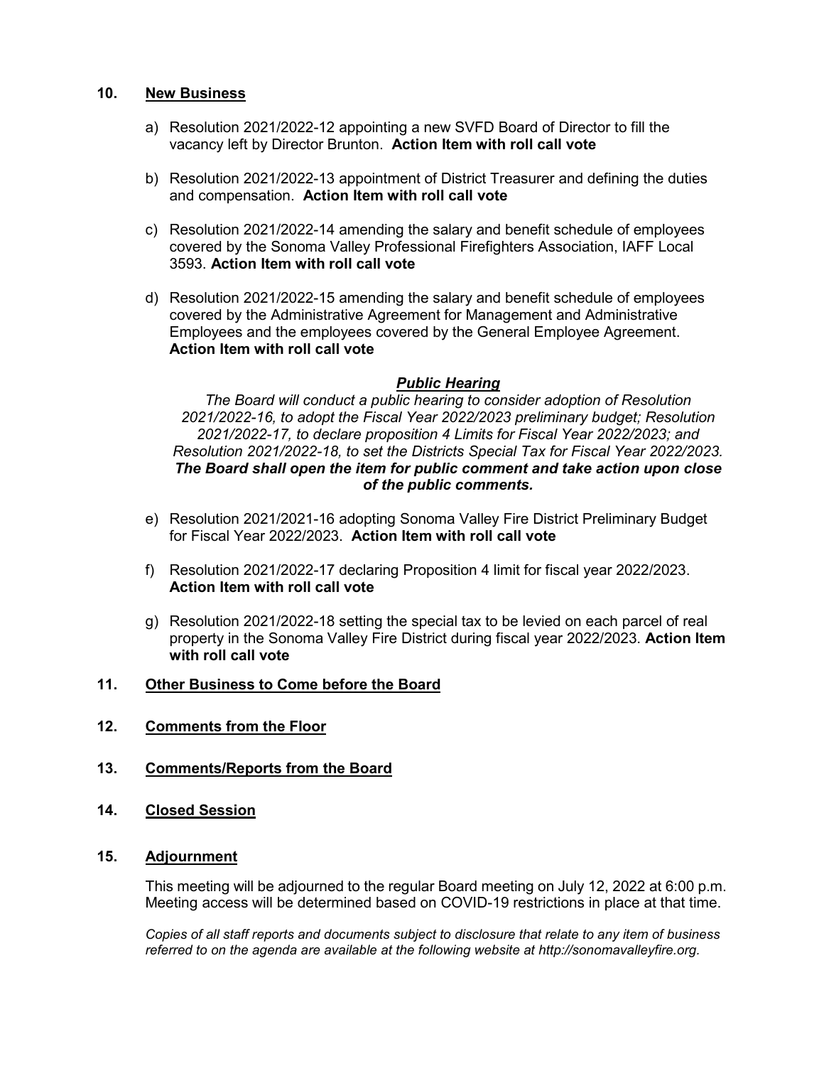## 10. New Business

a) Resolution 2021/2022-12 appointing a new SVFD Board of Director to fill the vacancy left by Director Brunton. **Action Item with roll call vote**

b) Resolution 2021/2022-13 appointment of District Treasurer and defining the duties and compensation. **Action Item with roll call vote**

c) Resolution 2021/2022-14 amending the salary and benefit schedule of employees covered by the Sonoma Valley Professional Firefighters Association, IAFF Local 3593. **Action Item with roll call vote**

d) Resolution 2021/2022-15 amending the salary and benefit schedule of employees covered by the Administrative Agreement for Management and Administrative Employees and the employees covered by the General Employee Agreement. **Action Item with roll call vote**

***Public Hearing***

*The Board will conduct a public hearing to consider adoption of Resolution 2021/2022-16, to adopt the Fiscal Year 2022/2023 preliminary budget; Resolution 2021/2022-17, to declare proposition 4 Limits for Fiscal Year 2022/2023; and Resolution 2021/2022-18, to set the Districts Special Tax for Fiscal Year 2022/2023.* ***The Board shall open the item for public comment and take action upon close of the public comments.***

e) Resolution 2021/2021-16 adopting Sonoma Valley Fire District Preliminary Budget for Fiscal Year 2022/2023. **Action Item with roll call vote**

f) Resolution 2021/2022-17 declaring Proposition 4 limit for fiscal year 2022/2023. **Action Item with roll call vote**

g) Resolution 2021/2022-18 setting the special tax to be levied on each parcel of real property in the Sonoma Valley Fire District during fiscal year 2022/2023. **Action Item with roll call vote**

## 11. Other Business to Come before the Board

## 12. Comments from the Floor

## 13. Comments/Reports from the Board

## 14. Closed Session

## 15. Adjournment

This meeting will be adjourned to the regular Board meeting on July 12, 2022 at 6:00 p.m. Meeting access will be determined based on COVID-19 restrictions in place at that time.

*Copies of all staff reports and documents subject to disclosure that relate to any item of business referred to on the agenda are available at the following website at http://sonomavalleyfire.org.*